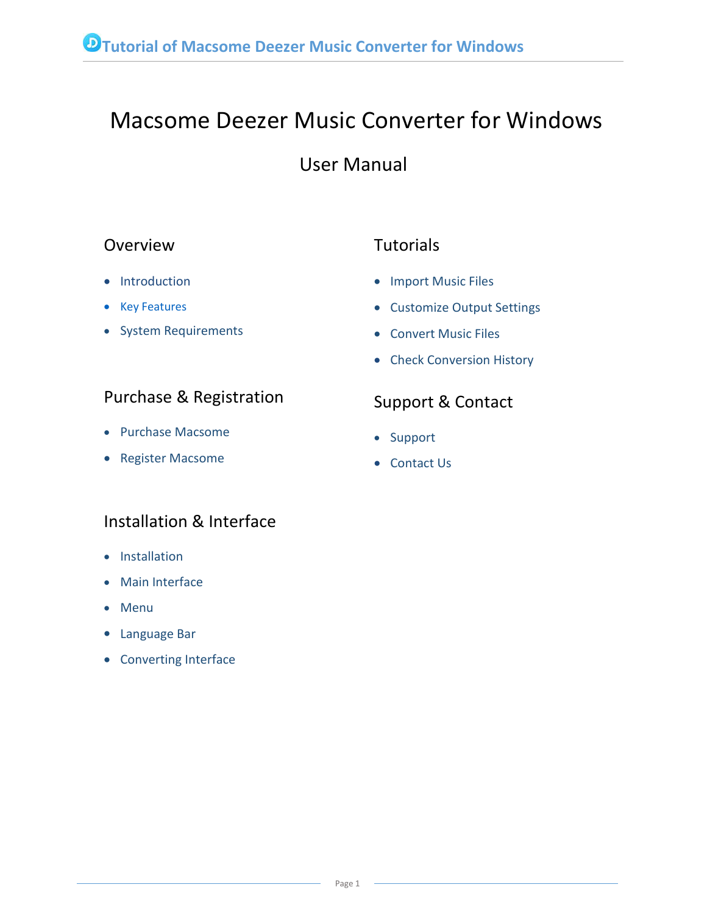# Macsome Deezer Music Converter for Windows

## User Manual

### Overview

- Introduction
- Key Features
- System Requirements

### Purchase & Registration

- Purchase Macsome
- Register Macsome

### Installation & Interface

- Installation
- Main Interface
- Menu
- Language Bar
- Converting Interface

### Tutorials

- Import Music Files
- Customize Output Settings
- Convert Music Files
- Check Conversion History

### Support & Contact

- Support
- Contact Us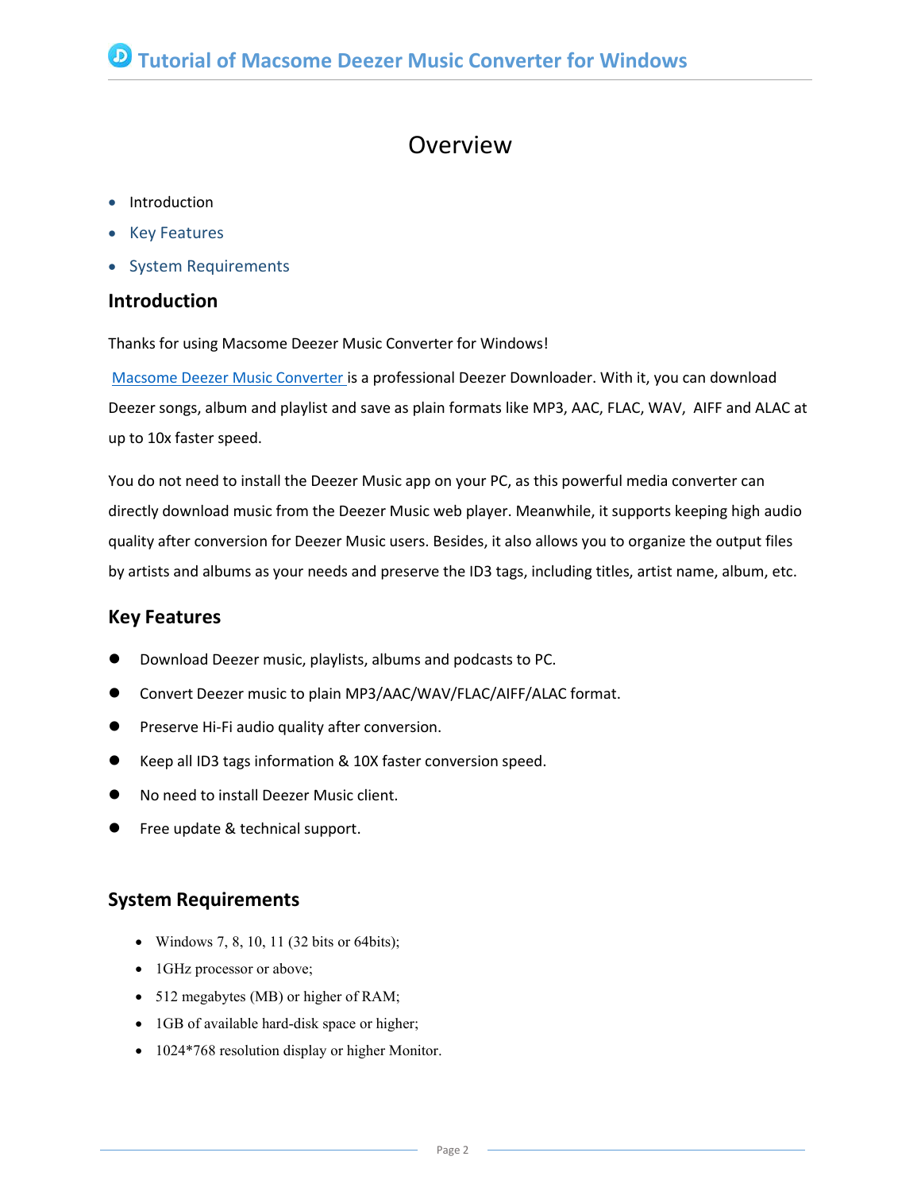# Overview

- Introduction
- Key Features
- System Requirements

## Introduction

Thanks for using Macsome Deezer Music Converter for Windows!

Macsome Deezer Music Converter is a professional Deezer Downloader. With it, you can download Deezer songs, album and playlist and save as plain formats like MP3, AAC, FLAC, WAV, AIFF and ALAC at up to 10x faster speed.

You do not need to install the Deezer Music app on your PC, as this powerful media converter can directly download music from the Deezer Music web player. Meanwhile, it supports keeping high audio quality after conversion for Deezer Music users. Besides, it also allows you to organize the output files by artists and albums as your needs and preserve the ID3 tags, including titles, artist name, album, etc.

## Key Features

- Download Deezer music, playlists, albums and podcasts to PC.
- Convert Deezer music to plain MP3/AAC/WAV/FLAC/AIFF/ALAC format.
- Preserve Hi-Fi audio quality after conversion.
- Keep all ID3 tags information & 10X faster conversion speed.
- No need to install Deezer Music client.
- Free update & technical support.

## System Requirements

- Windows 7, 8, 10, 11 (32 bits or 64bits);
- 1GHz processor or above;
- 512 megabytes (MB) or higher of RAM;
- 1GB of available hard-disk space or higher;
- 1024*768 resolution display or higher Monitor.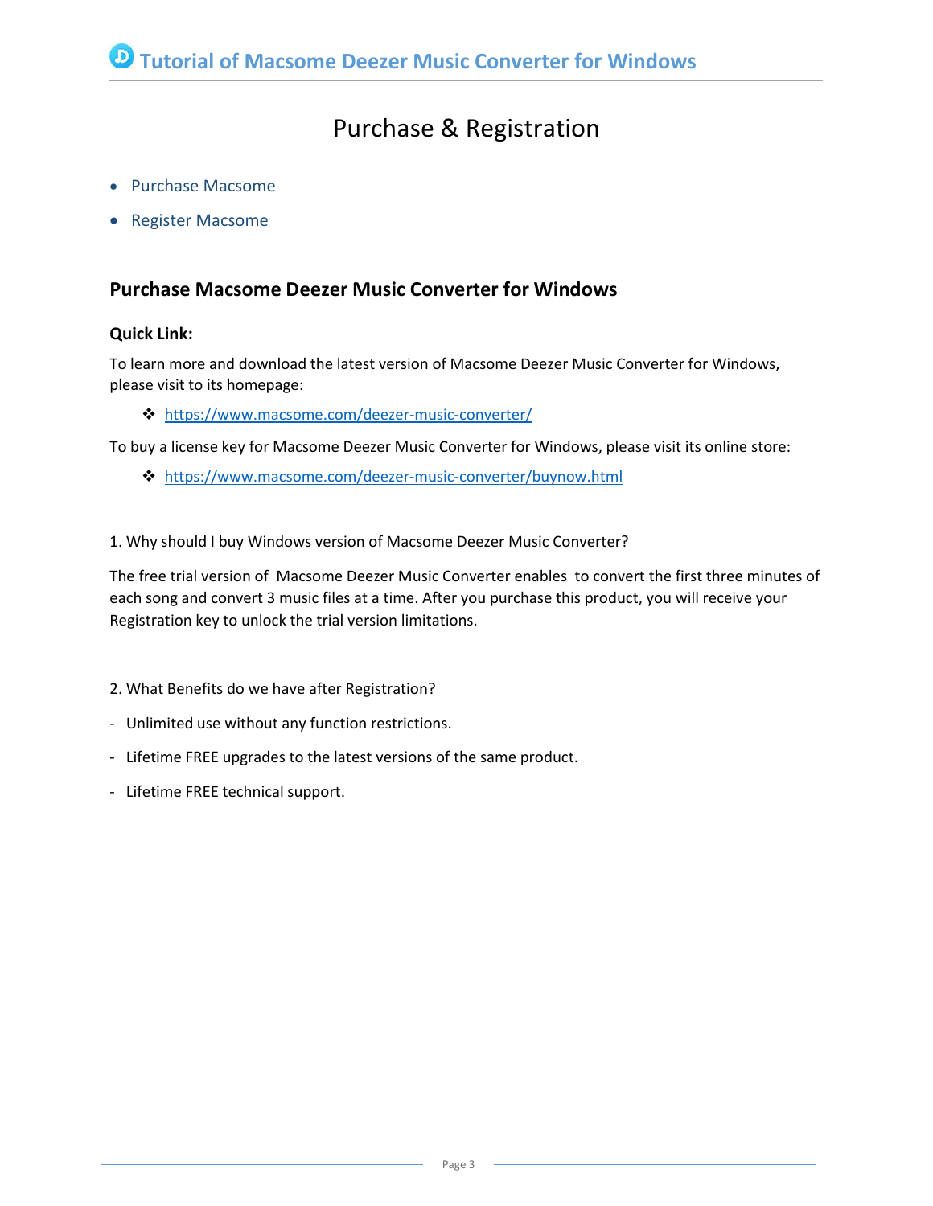# Purchase & Registration

- Purchase Macsome
- Register Macsome

## Purchase Macsome Deezer Music Converter for Windows

**Quick Link:**

To learn more and download the latest version of Macsome Deezer Music Converter for Windows, please visit to its homepage:

- ❖ [https://www.macsome.com/deezer-music-converter/](https://www.macsome.com/deezer-music-converter/)

To buy a license key for Macsome Deezer Music Converter for Windows, please visit its online store:

- ❖ [https://www.macsome.com/deezer-music-converter/buynow.html](https://www.macsome.com/deezer-music-converter/buynow.html)

1. Why should I buy Windows version of Macsome Deezer Music Converter?

The free trial version of Macsome Deezer Music Converter enables to convert the first three minutes of each song and convert 3 music files at a time. After you purchase this product, you will receive your Registration key to unlock the trial version limitations.

2. What Benefits do we have after Registration?

- Unlimited use without any function restrictions.
- Lifetime FREE upgrades to the latest versions of the same product.
- Lifetime FREE technical support.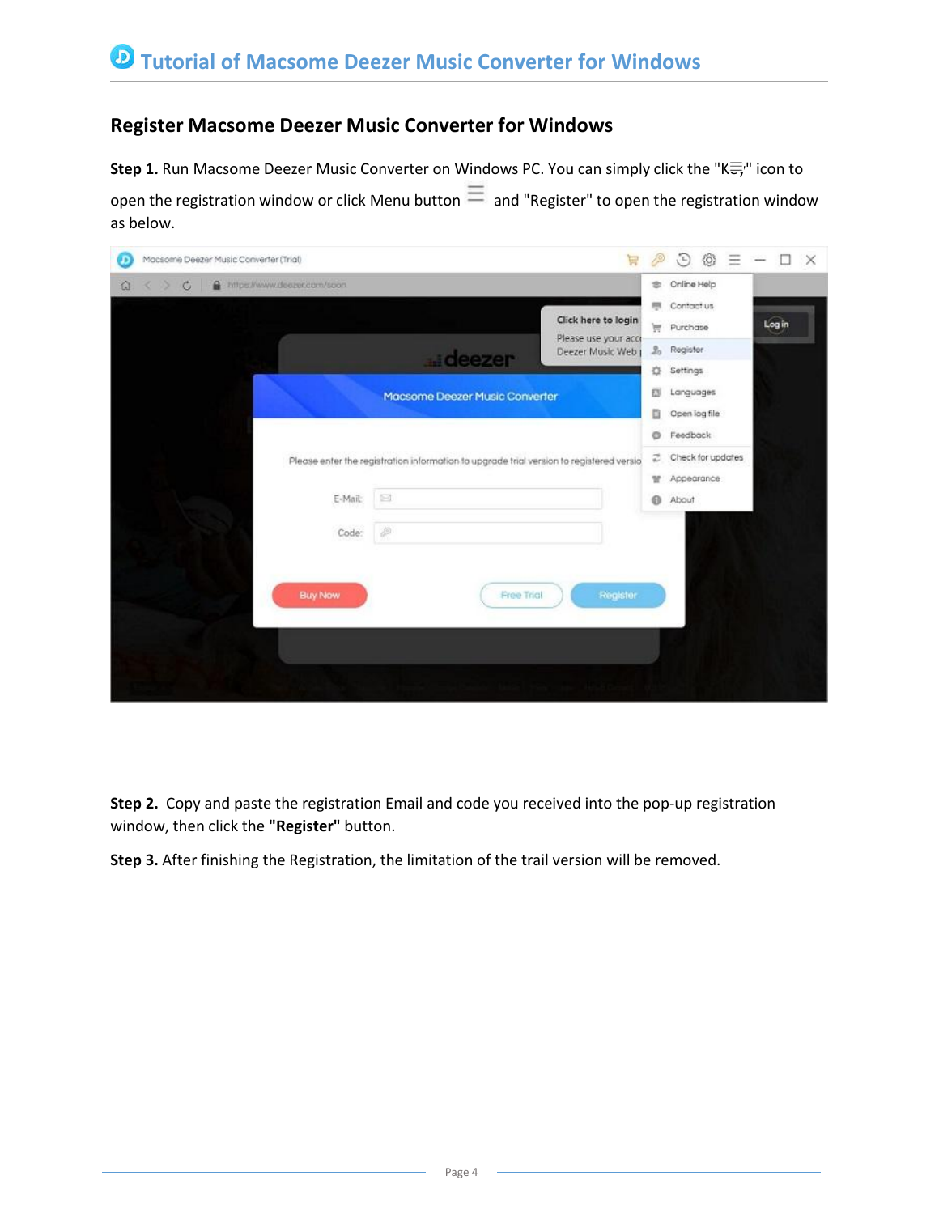## Register Macsome Deezer Music Converter for Windows

**Step 1.** Run Macsome Deezer Music Converter on Windows PC. You can simply click the "K" icon to open the registration window or click Menu button ☰ and "Register" to open the registration window as below.

**Step 2.** Copy and paste the registration Email and code you received into the pop-up registration window, then click the **"Register"** button.

**Step 3.** After finishing the Registration, the limitation of the trail version will be removed.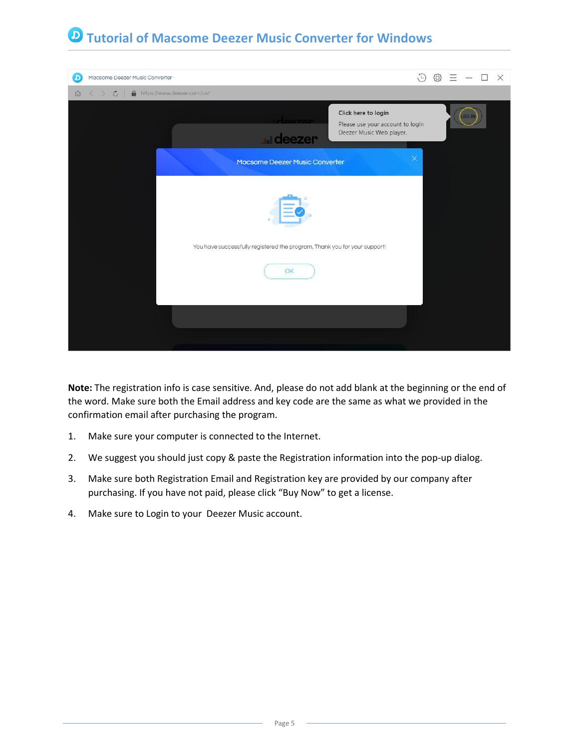**Note:** The registration info is case sensitive. And, please do not add blank at the beginning or the end of the word. Make sure both the Email address and key code are the same as what we provided in the confirmation email after purchasing the program.

1. Make sure your computer is connected to the Internet.
2. We suggest you should just copy & paste the Registration information into the pop-up dialog.
3. Make sure both Registration Email and Registration key are provided by our company after purchasing. If you have not paid, please click “Buy Now” to get a license.
4. Make sure to Login to your Deezer Music account.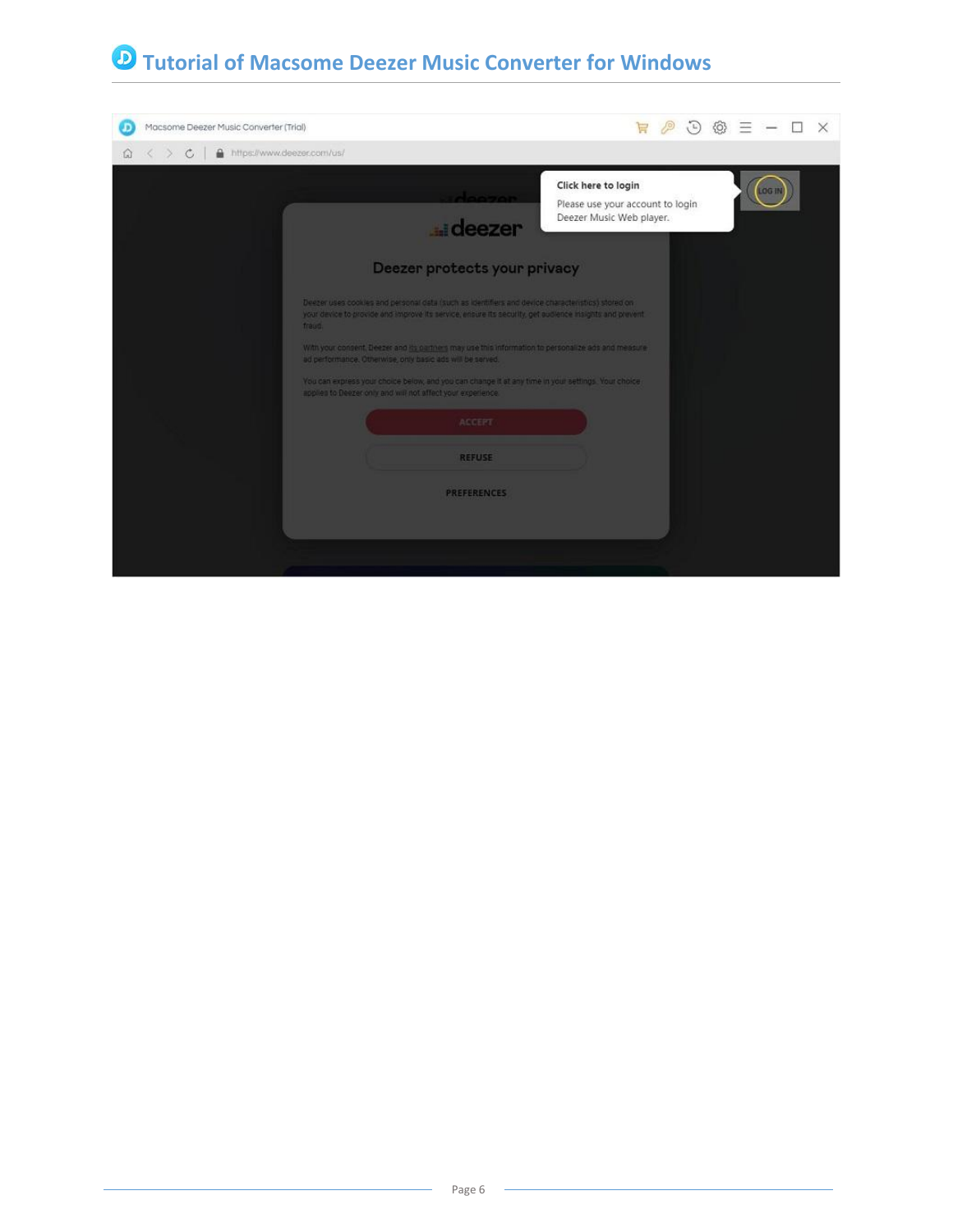# Tutorial of Macsome Deezer Music Converter for Windows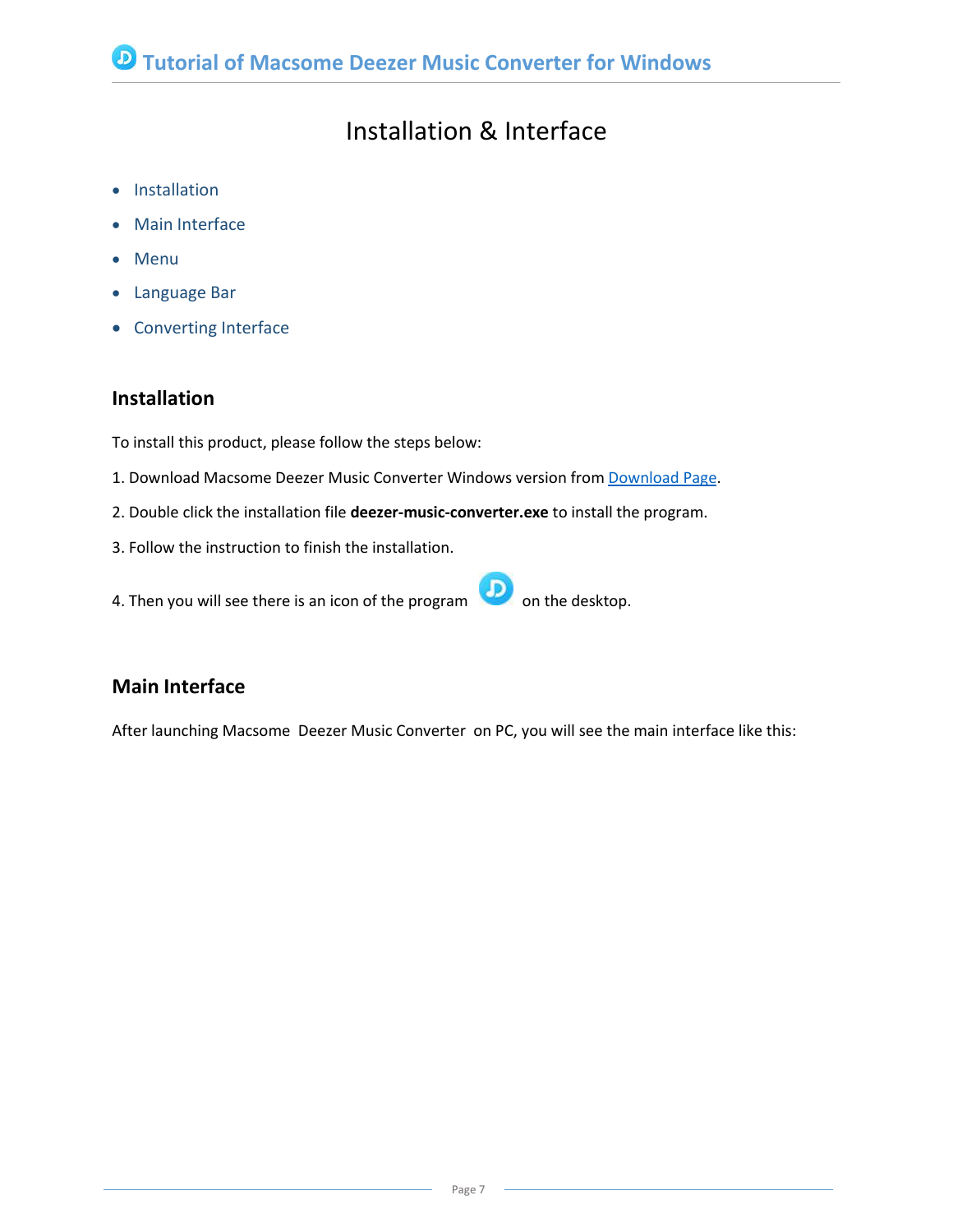# Installation & Interface

- Installation
- Main Interface
- Menu
- Language Bar
- Converting Interface

## Installation

To install this product, please follow the steps below:

1. Download Macsome Deezer Music Converter Windows version from Download Page.

2. Double click the installation file **deezer-music-converter.exe** to install the program.

3. Follow the instruction to finish the installation.

4. Then you will see there is an icon of the program on the desktop.

## Main Interface

After launching Macsome Deezer Music Converter on PC, you will see the main interface like this: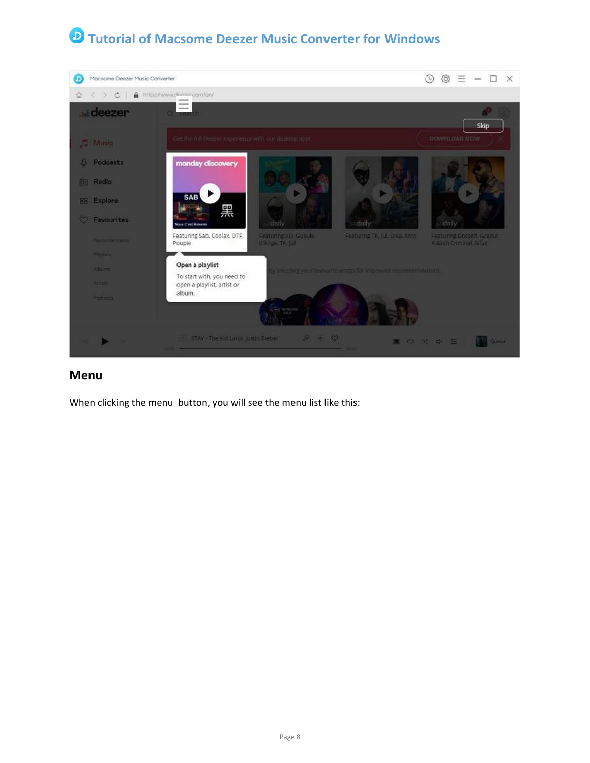## Menu

When clicking the menu  button, you will see the menu list like this: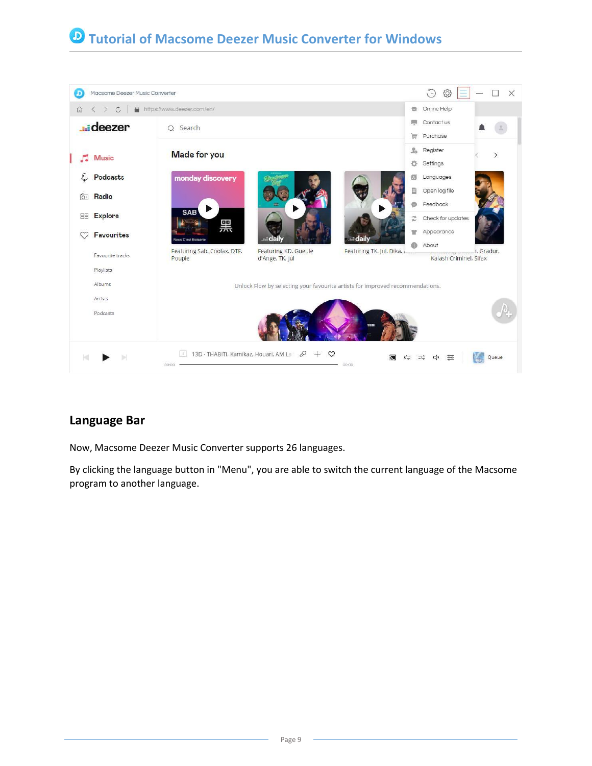## Language Bar

Now, Macsome Deezer Music Converter supports 26 languages.

By clicking the language button in "Menu", you are able to switch the current language of the Macsome program to another language.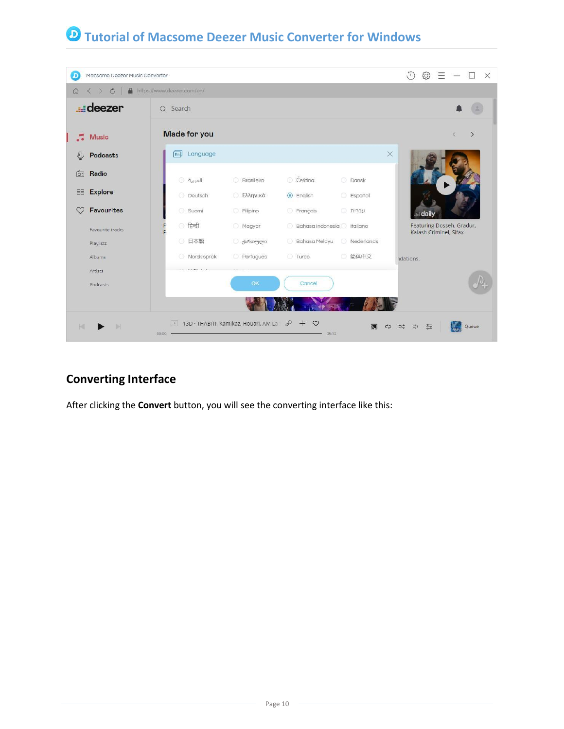## Converting Interface

After clicking the **Convert** button, you will see the converting interface like this: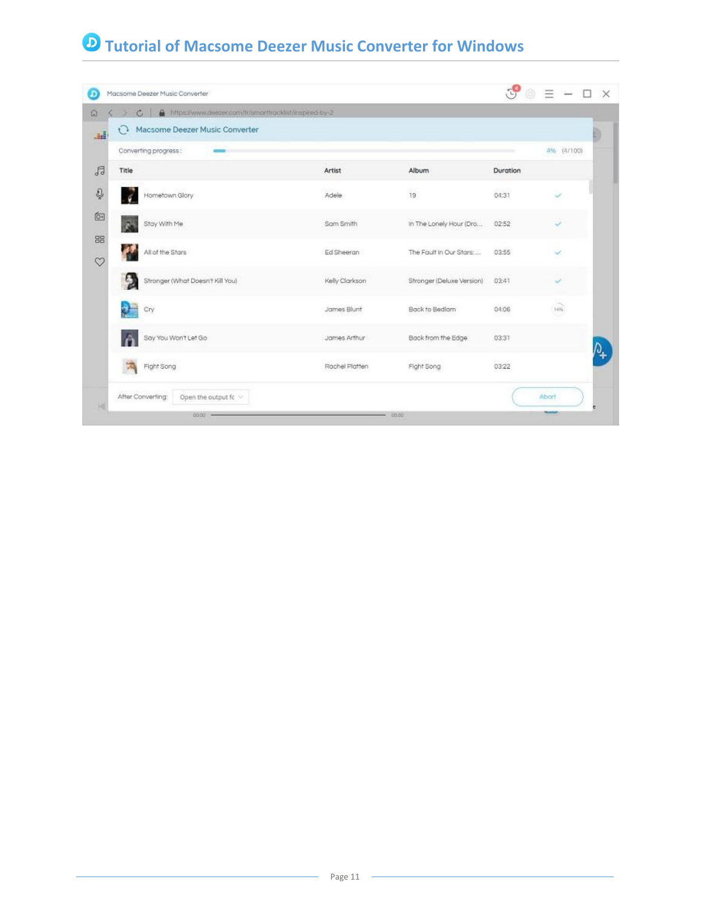Macsome Deezer Music Converter

Converting progress : 4% (4/100)

| Title | Artist | Album | Duration |
|---|---|---|---|
| Hometown Glory | Adele | 19 | 04:31 |
| Stay With Me | Sam Smith | In The Lonely Hour (Dro... | 02:52 |
| All of the Stars | Ed Sheeran | The Fault In Our Stars: ... | 03:55 |
| Stronger (What Doesn't Kill You) | Kelly Clarkson | Stronger (Deluxe Version) | 03:41 |
| Cry | James Blunt | Back to Bedlam | 04:06 |
| Say You Won't Let Go | James Arthur | Back from the Edge | 03:31 |
| Fight Song | Rachel Platten | Fight Song | 03:22 |

After Converting: Open the output fc

Abort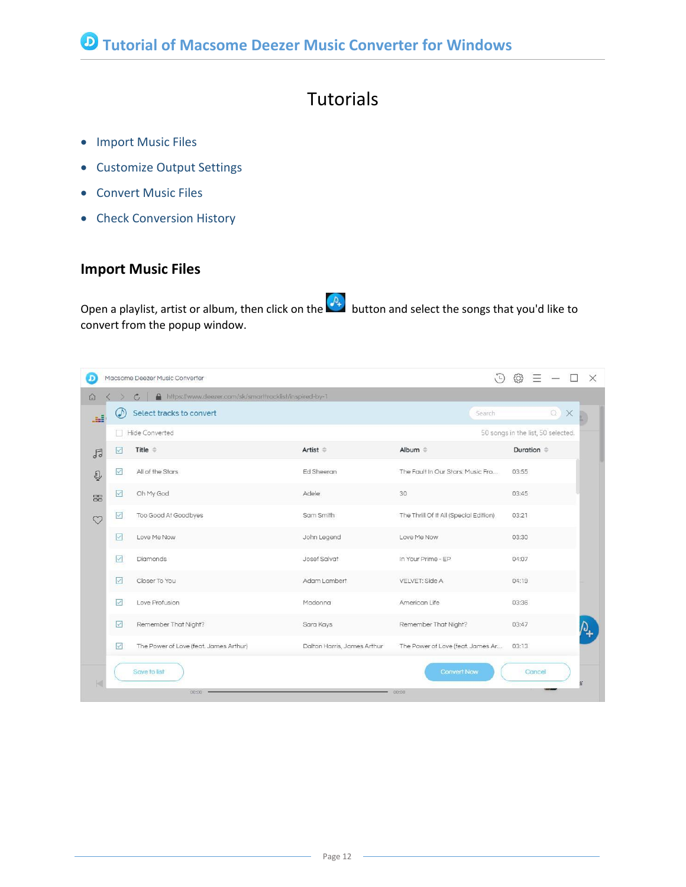# Tutorials

- Import Music Files
- Customize Output Settings
- Convert Music Files
- Check Conversion History

## Import Music Files

Open a playlist, artist or album, then click on the button and select the songs that you'd like to convert from the popup window.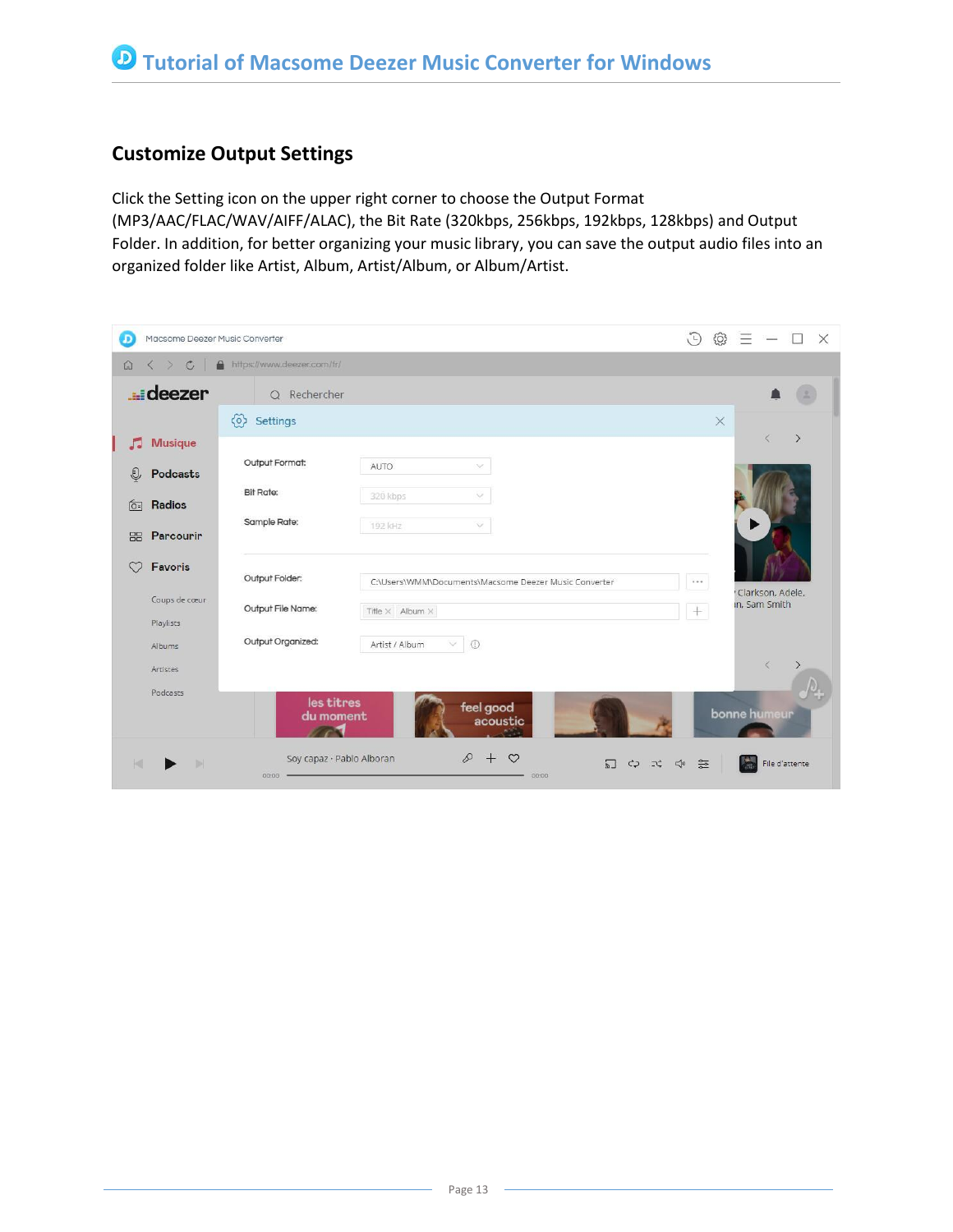## Customize Output Settings

Click the Setting icon on the upper right corner to choose the Output Format (MP3/AAC/FLAC/WAV/AIFF/ALAC), the Bit Rate (320kbps, 256kbps, 192kbps, 128kbps) and Output Folder. In addition, for better organizing your music library, you can save the output audio files into an organized folder like Artist, Album, Artist/Album, or Album/Artist.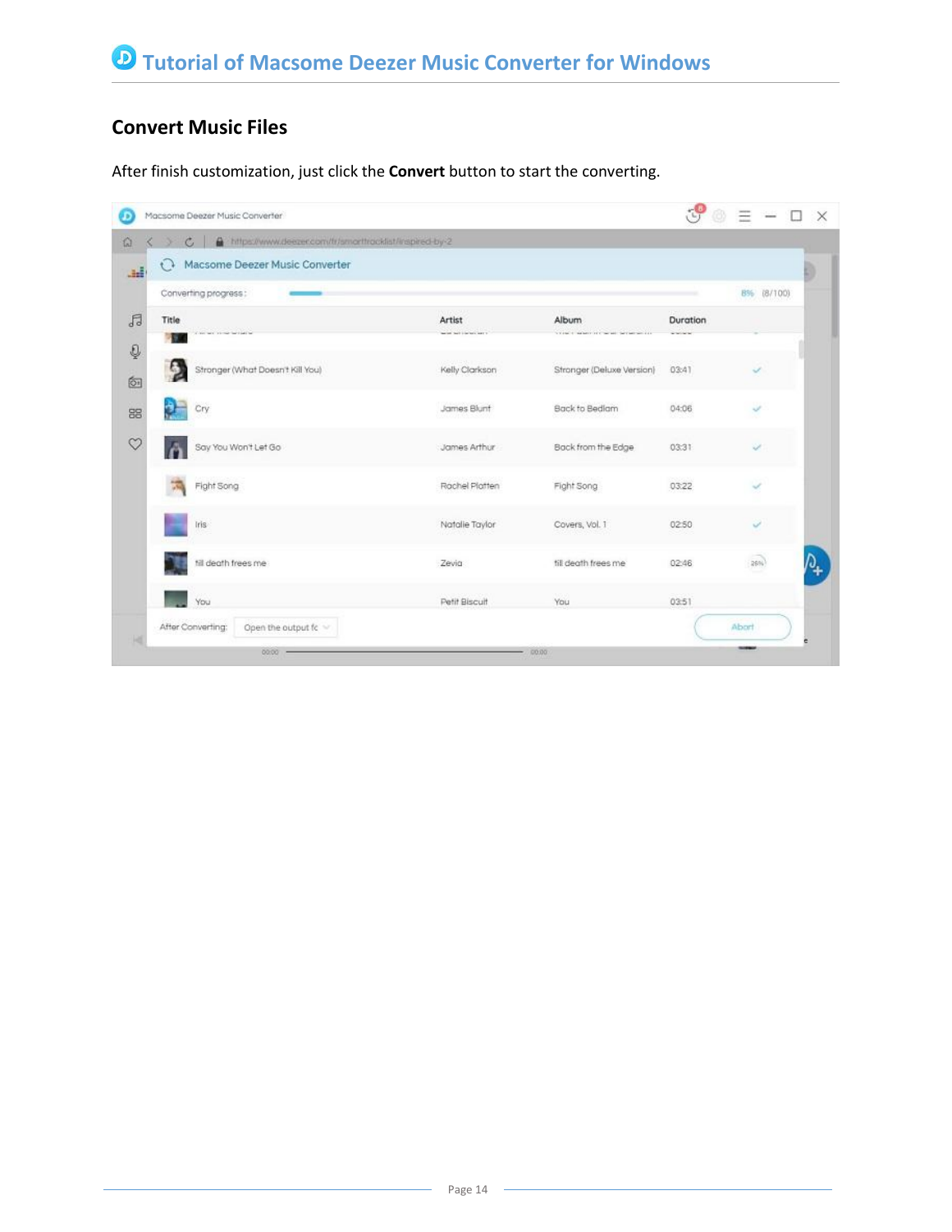## Convert Music Files

After finish customization, just click the **Convert** button to start the converting.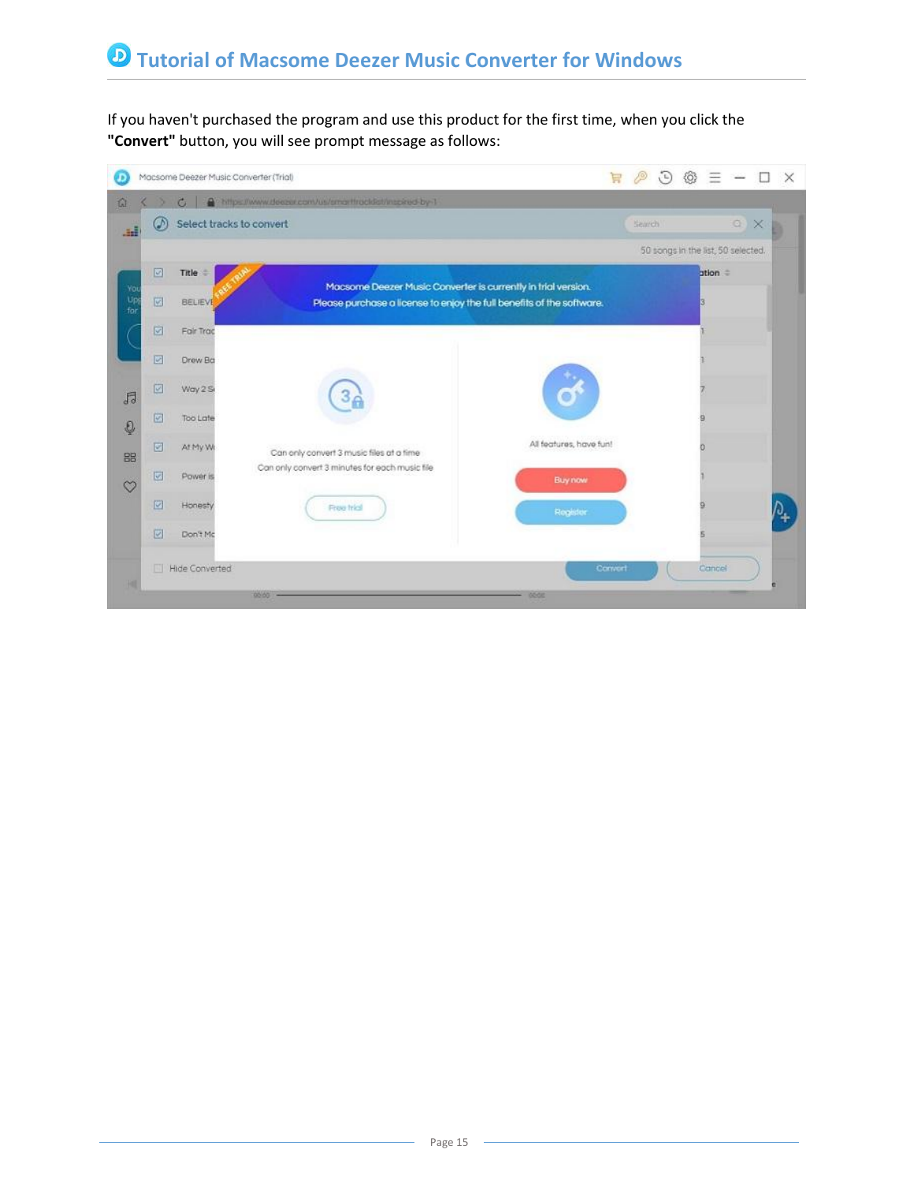If you haven't purchased the program and use this product for the first time, when you click the **"Convert"** button, you will see prompt message as follows: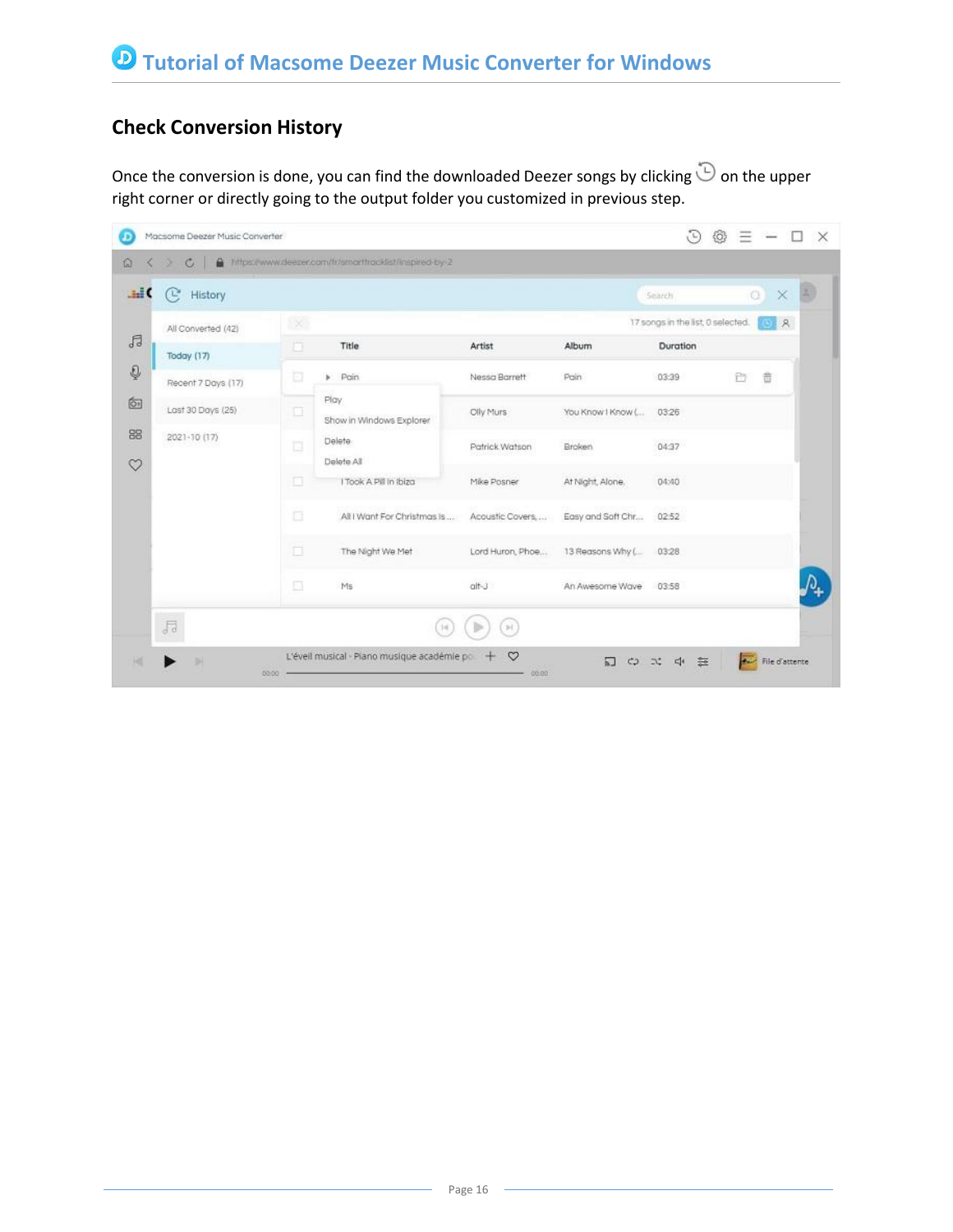## Check Conversion History

Once the conversion is done, you can find the downloaded Deezer songs by clicking 🕓 on the upper right corner or directly going to the output folder you customized in previous step.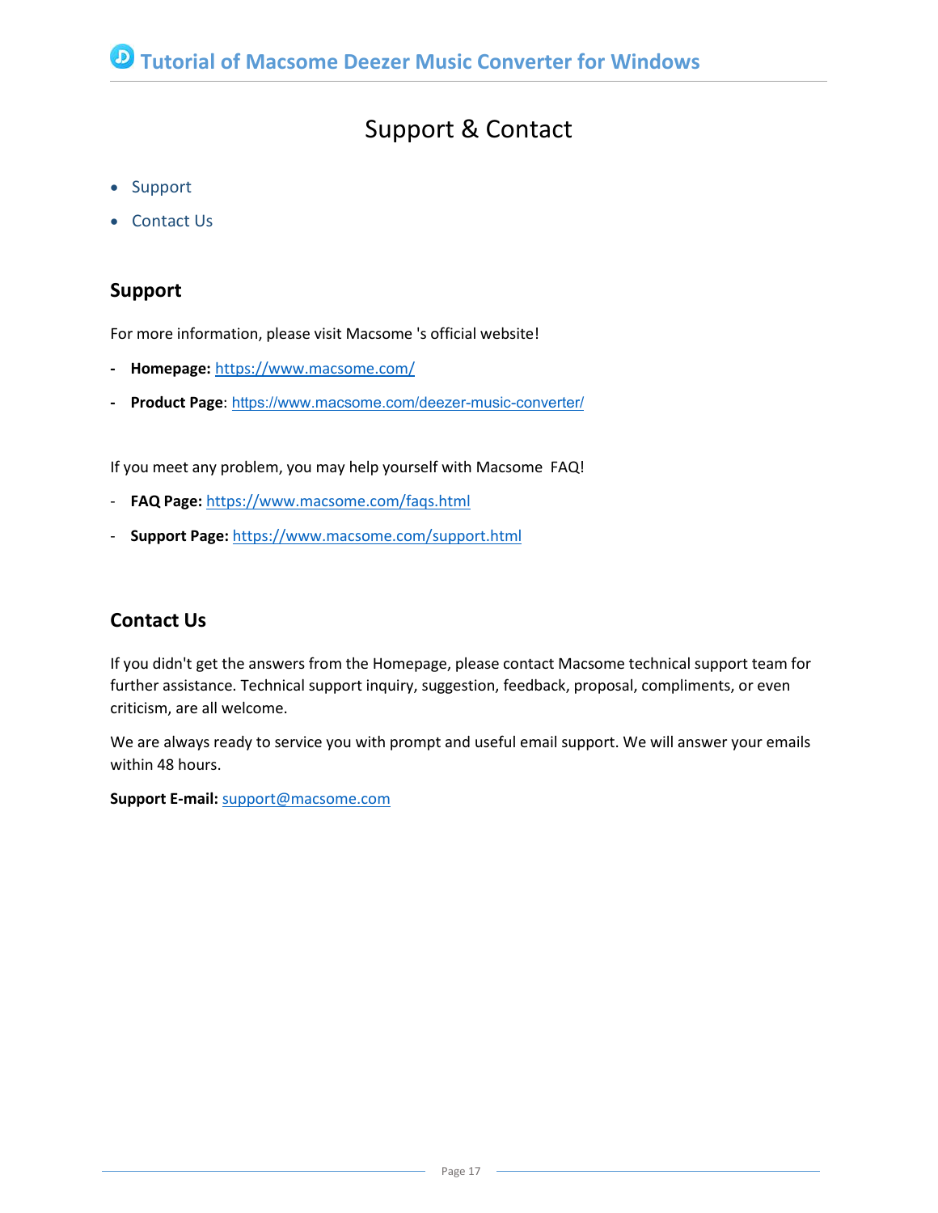# Support & Contact

- Support
- Contact Us

## Support

For more information, please visit Macsome 's official website!

- **Homepage:** https://www.macsome.com/
- **Product Page**: https://www.macsome.com/deezer-music-converter/

If you meet any problem, you may help yourself with Macsome FAQ!

- **FAQ Page:** https://www.macsome.com/faqs.html
- **Support Page:** https://www.macsome.com/support.html

## Contact Us

If you didn't get the answers from the Homepage, please contact Macsome technical support team for further assistance. Technical support inquiry, suggestion, feedback, proposal, compliments, or even criticism, are all welcome.

We are always ready to service you with prompt and useful email support. We will answer your emails within 48 hours.

**Support E-mail:** support@macsome.com